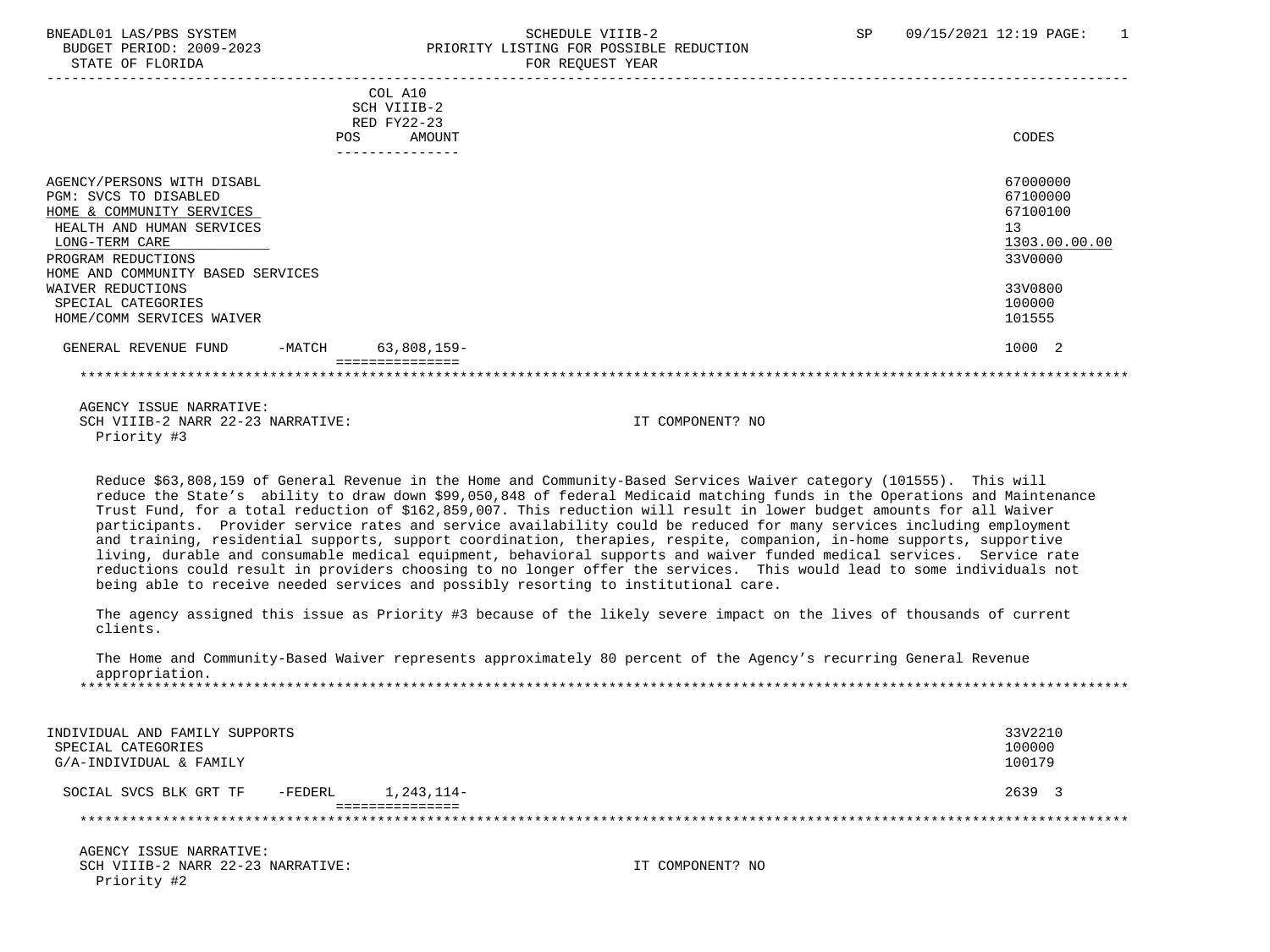BNEADL01 LAS/PBS SYSTEM
BUDGET PERIOD: 2009-2023
STATE OF FLORIDA

SCHEDULE VIIIB-2
PRIORITY LISTING FOR POSSIBLE REDUCTION
FOR REQUEST YEAR

SP 09/15/2021 12:19

| | COL A10 SCH VIIIB-2 RED FY22-23 POS AMOUNT | CODES |
|---|---|---|
| AGENCY/PERSONS WITH DISABL | | 67000000 |
| PGM: SVCS TO DISABLED | | 67100000 |
| HOME & COMMUNITY SERVICES | | 67100100 |
| HEALTH AND HUMAN SERVICES | | 13 |
| LONG-TERM CARE | | 1303.00.00.00 |
| PROGRAM REDUCTIONS | | 33V0000 |
| HOME AND COMMUNITY BASED SERVICES | | |
| WAIVER REDUCTIONS | | 33V0800 |
| SPECIAL CATEGORIES | | 100000 |
| HOME/COMM SERVICES WAIVER | | 101555 |
| GENERAL REVENUE FUND -MATCH | 63,808,159- | 1000 2 |

AGENCY ISSUE NARRATIVE:
SCH VIIIB-2 NARR 22-23 NARRATIVE: IT COMPONENT? NO
Priority #3

Reduce $63,808,159 of General Revenue in the Home and Community-Based Services Waiver category (101555). This will reduce the State's ability to draw down $99,050,848 of federal Medicaid matching funds in the Operations and Maintenance Trust Fund, for a total reduction of $162,859,007. This reduction will result in lower budget amounts for all Waiver participants. Provider service rates and service availability could be reduced for many services including employment and training, residential supports, support coordination, therapies, respite, companion, in-home supports, supportive living, durable and consumable medical equipment, behavioral supports and waiver funded medical services. Service rate reductions could result in providers choosing to no longer offer the services. This would lead to some individuals not being able to receive needed services and possibly resorting to institutional care.

The agency assigned this issue as Priority #3 because of the likely severe impact on the lives of thousands of current clients.

The Home and Community-Based Waiver represents approximately 80 percent of the Agency's recurring General Revenue appropriation.

| | AMOUNT | CODES |
|---|---|---|
| INDIVIDUAL AND FAMILY SUPPORTS | | 33V2210 |
| SPECIAL CATEGORIES | | 100000 |
| G/A-INDIVIDUAL & FAMILY | | 100179 |
| SOCIAL SVCS BLK GRT TF -FEDERL | 1,243,114- | 2639 3 |

AGENCY ISSUE NARRATIVE:
SCH VIIIB-2 NARR 22-23 NARRATIVE: IT COMPONENT? NO
Priority #2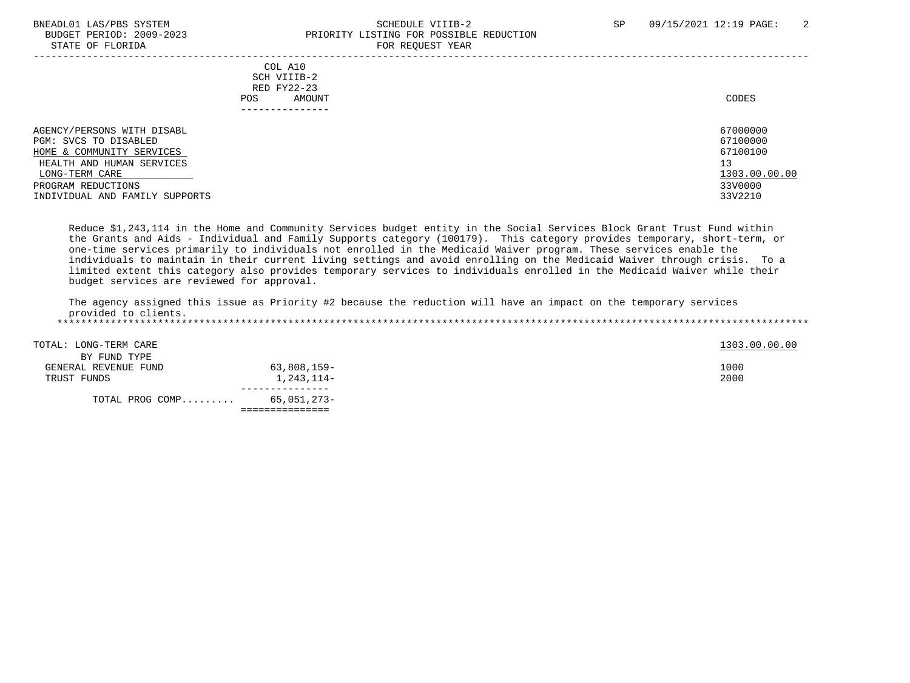BNEADL01 LAS/PBS SYSTEM | SCHEDULE VIIIB-2 | SP 09/15/2021 12:19

BUDGET PERIOD: 2009-2023 | PRIORITY LISTING FOR POSSIBLE REDUCTION

STATE OF FLORIDA | FOR REQUEST YEAR

| | COL A10 SCH VIIIB-2 RED FY22-23 POS AMOUNT | CODES |
|---|---|---|
| AGENCY/PERSONS WITH DISABL | | 67000000 |
| PGM: SVCS TO DISABLED | | 67100000 |
| HOME & COMMUNITY SERVICES | | 67100100 |
| HEALTH AND HUMAN SERVICES | | 13 |
| LONG-TERM CARE | | 1303.00.00.00 |
| PROGRAM REDUCTIONS | | 33V0000 |
| INDIVIDUAL AND FAMILY SUPPORTS | | 33V2210 |

Reduce $1,243,114 in the Home and Community Services budget entity in the Social Services Block Grant Trust Fund within the Grants and Aids - Individual and Family Supports category (100179). This category provides temporary, short-term, or one-time services primarily to individuals not enrolled in the Medicaid Waiver program. These services enable the individuals to maintain in their current living settings and avoid enrolling on the Medicaid Waiver through crisis. To a limited extent this category also provides temporary services to individuals enrolled in the Medicaid Waiver while their budget services are reviewed for approval.

The agency assigned this issue as Priority #2 because the reduction will have an impact on the temporary services provided to clients.

| | AMOUNT | CODES |
|---|---|---|
| TOTAL: LONG-TERM CARE | | 1303.00.00.00 |
| BY FUND TYPE | | |
| GENERAL REVENUE FUND | 63,808,159- | 1000 |
| TRUST FUNDS | 1,243,114- | 2000 |
| TOTAL PROG COMP......... | 65,051,273- | |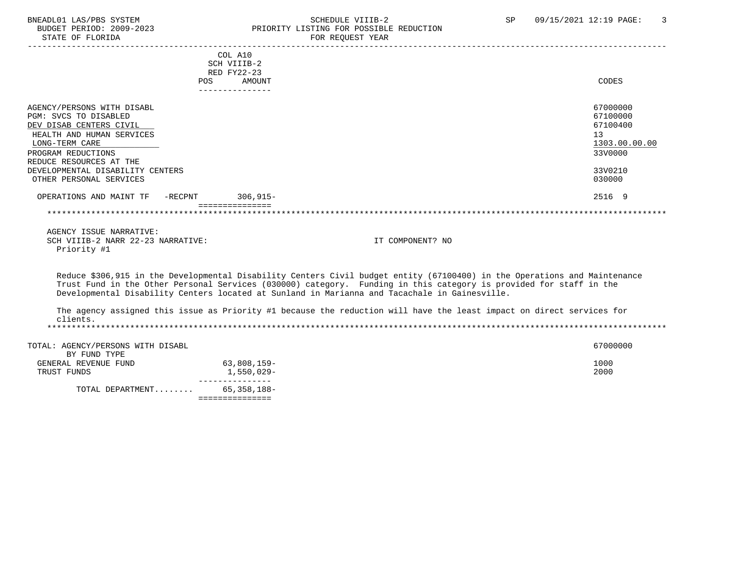| | COL A10 SCH VIIIB-2 RED FY22-23 POS AMOUNT | CODES |
|---|---|---|
| AGENCY/PERSONS WITH DISABL | | 67000000 |
| PGM: SVCS TO DISABLED | | 67100000 |
| DEV DISAB CENTERS CIVIL | | 67100400 |
| HEALTH AND HUMAN SERVICES | | 13 |
| LONG-TERM CARE | | 1303.00.00.00 |
| PROGRAM REDUCTIONS | | 33V0000 |
| REDUCE RESOURCES AT THE DEVELOPMENTAL DISABILITY CENTERS | | 33V0210 |
| OTHER PERSONAL SERVICES | | 030000 |
| OPERATIONS AND MAINT TF -RECPNT | 306,915- | 2516 9 |

AGENCY ISSUE NARRATIVE:
SCH VIIIB-2 NARR 22-23 NARRATIVE: IT COMPONENT? NO
Priority #1

Reduce $306,915 in the Developmental Disability Centers Civil budget entity (67100400) in the Operations and Maintenance Trust Fund in the Other Personal Services (030000) category. Funding in this category is provided for staff in the Developmental Disability Centers located at Sunland in Marianna and Tacachale in Gainesville.

The agency assigned this issue as Priority #1 because the reduction will have the least impact on direct services for clients.

| | | |
|---|---|---|
| TOTAL: AGENCY/PERSONS WITH DISABL | | 67000000 |
| BY FUND TYPE | | |
| GENERAL REVENUE FUND | 63,808,159- | 1000 |
| TRUST FUNDS | 1,550,029- | 2000 |
| TOTAL DEPARTMENT........ | 65,358,188- | |